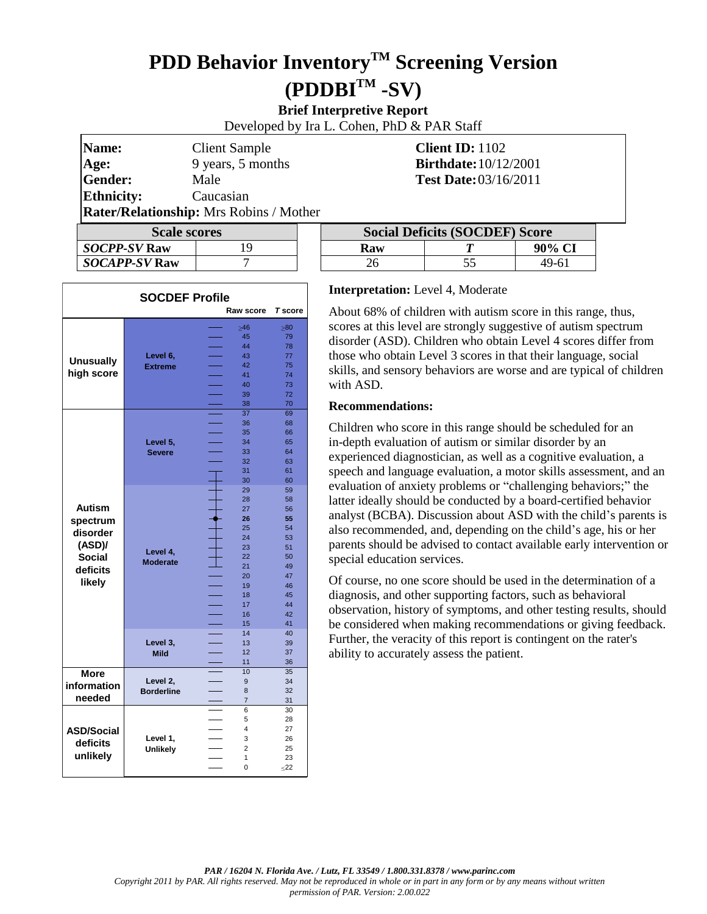# PDD Behavior Inventory™ Screening Version (PDDBI™ -SV)

**Brief Interpretive Report**

Developed by Ira L. Cohen, PhD & PAR Staff

**Name:** Client Sample
**Age:** 9 years, 5 months
**Gender:** Male
**Ethnicity:** Caucasian
**Rater/Relationship:** Mrs Robins / Mother

**Client ID:** 1102
**Birthdate:** 10/12/2001
**Test Date:** 03/16/2011

| Scale scores | |
|---|---|
| ***SOCPP-SV*** **Raw** | 19 |
| ***SOCAPP-SV*** **Raw** | 7 |

| Social Deficits (SOCDEF) Score | | |
|---|---|---|
| **Raw** | ***T*** | **90% CI** |
| 26 | 55 | 49-61 |

**SOCDEF Profile**

| Category | Level | Raw score | *T* score |
|---|---|---|---|
| Unusually high score | Level 6, Extreme | ≥46 | ≥80 |
| | | 45 | 79 |
| | | 44 | 78 |
| | | 43 | 77 |
| | | 42 | 75 |
| | | 41 | 74 |
| | | 40 | 73 |
| | | 39 | 72 |
| | | 38 | 70 |
| Autism spectrum disorder (ASD)/ Social deficits likely | Level 5, Severe | 37 | 69 |
| | | 36 | 68 |
| | | 35 | 66 |
| | | 34 | 65 |
| | | 33 | 64 |
| | | 32 | 63 |
| | | 31 | 61 |
| | | 30 | 60 |
| | Level 4, Moderate | 29 | 59 |
| | | 28 | 58 |
| | | 27 | 56 |
| | | **26** | **55** |
| | | 25 | 54 |
| | | 24 | 53 |
| | | 23 | 51 |
| | | 22 | 50 |
| | | 21 | 49 |
| | | 20 | 47 |
| | | 19 | 46 |
| | | 18 | 45 |
| | | 17 | 44 |
| | | 16 | 42 |
| | | 15 | 41 |
| | Level 3, Mild | 14 | 40 |
| | | 13 | 39 |
| | | 12 | 37 |
| | | 11 | 36 |
| More information needed | Level 2, Borderline | 10 | 35 |
| | | 9 | 34 |
| | | 8 | 32 |
| | | 7 | 31 |
| ASD/Social deficits unlikely | Level 1, Unlikely | 6 | 30 |
| | | 5 | 28 |
| | | 4 | 27 |
| | | 3 | 26 |
| | | 2 | 25 |
| | | 1 | 23 |
| | | 0 | ≤22 |

**Interpretation:** Level 4, Moderate

About 68% of children with autism score in this range, thus, scores at this level are strongly suggestive of autism spectrum disorder (ASD). Children who obtain Level 4 scores differ from those who obtain Level 3 scores in that their language, social skills, and sensory behaviors are worse and are typical of children with ASD.

**Recommendations:**

Children who score in this range should be scheduled for an in-depth evaluation of autism or similar disorder by an experienced diagnostician, as well as a cognitive evaluation, a speech and language evaluation, a motor skills assessment, and an evaluation of anxiety problems or "challenging behaviors;" the latter ideally should be conducted by a board-certified behavior analyst (BCBA). Discussion about ASD with the child's parents is also recommended, and, depending on the child's age, his or her parents should be advised to contact available early intervention or special education services.

Of course, no one score should be used in the determination of a diagnosis, and other supporting factors, such as behavioral observation, history of symptoms, and other testing results, should be considered when making recommendations or giving feedback. Further, the veracity of this report is contingent on the rater's ability to accurately assess the patient.

*PAR / 16204 N. Florida Ave. / Lutz, FL 33549 / 1.800.331.8378 / www.parinc.com*

*Copyright 2011 by PAR. All rights reserved. May not be reproduced in whole or in part in any form or by any means without written permission of PAR. Version: 2.00.022*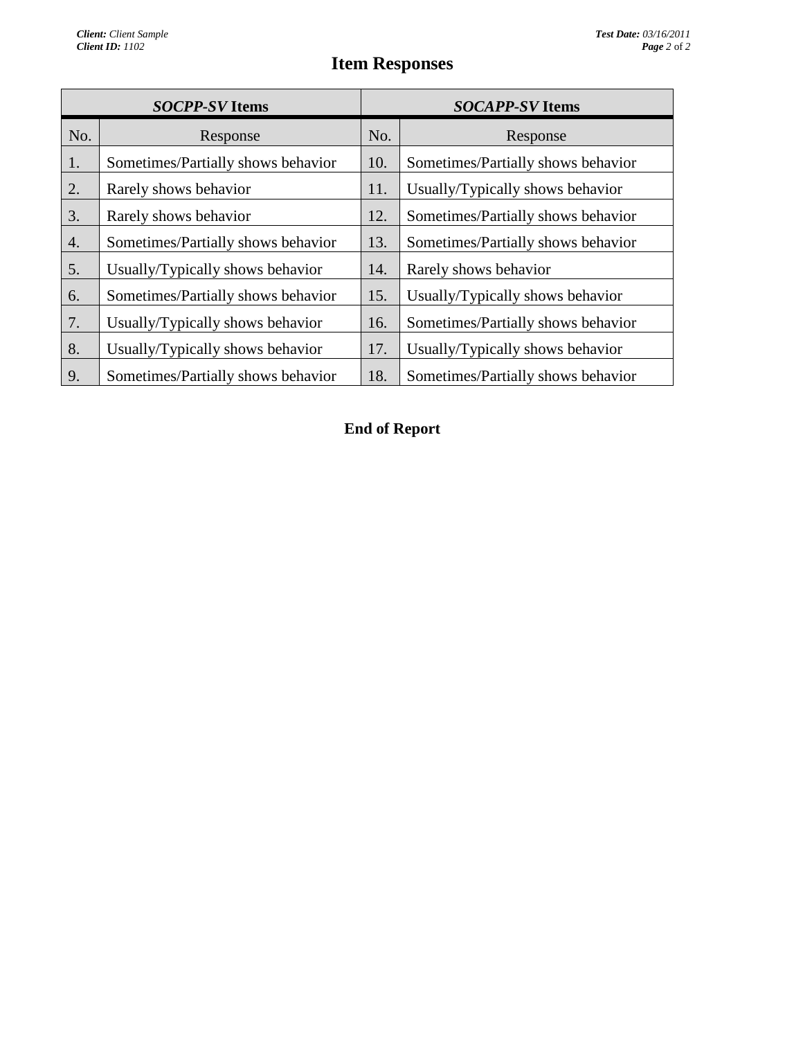# Item Responses

| ***SOCPP-SV* Items** | | ***SOCAPP-SV* Items** | |
|---|---|---|---|
| No. | Response | No. | Response |
| 1. | Sometimes/Partially shows behavior | 10. | Sometimes/Partially shows behavior |
| 2. | Rarely shows behavior | 11. | Usually/Typically shows behavior |
| 3. | Rarely shows behavior | 12. | Sometimes/Partially shows behavior |
| 4. | Sometimes/Partially shows behavior | 13. | Sometimes/Partially shows behavior |
| 5. | Usually/Typically shows behavior | 14. | Rarely shows behavior |
| 6. | Sometimes/Partially shows behavior | 15. | Usually/Typically shows behavior |
| 7. | Usually/Typically shows behavior | 16. | Sometimes/Partially shows behavior |
| 8. | Usually/Typically shows behavior | 17. | Usually/Typically shows behavior |
| 9. | Sometimes/Partially shows behavior | 18. | Sometimes/Partially shows behavior |

**End of Report**